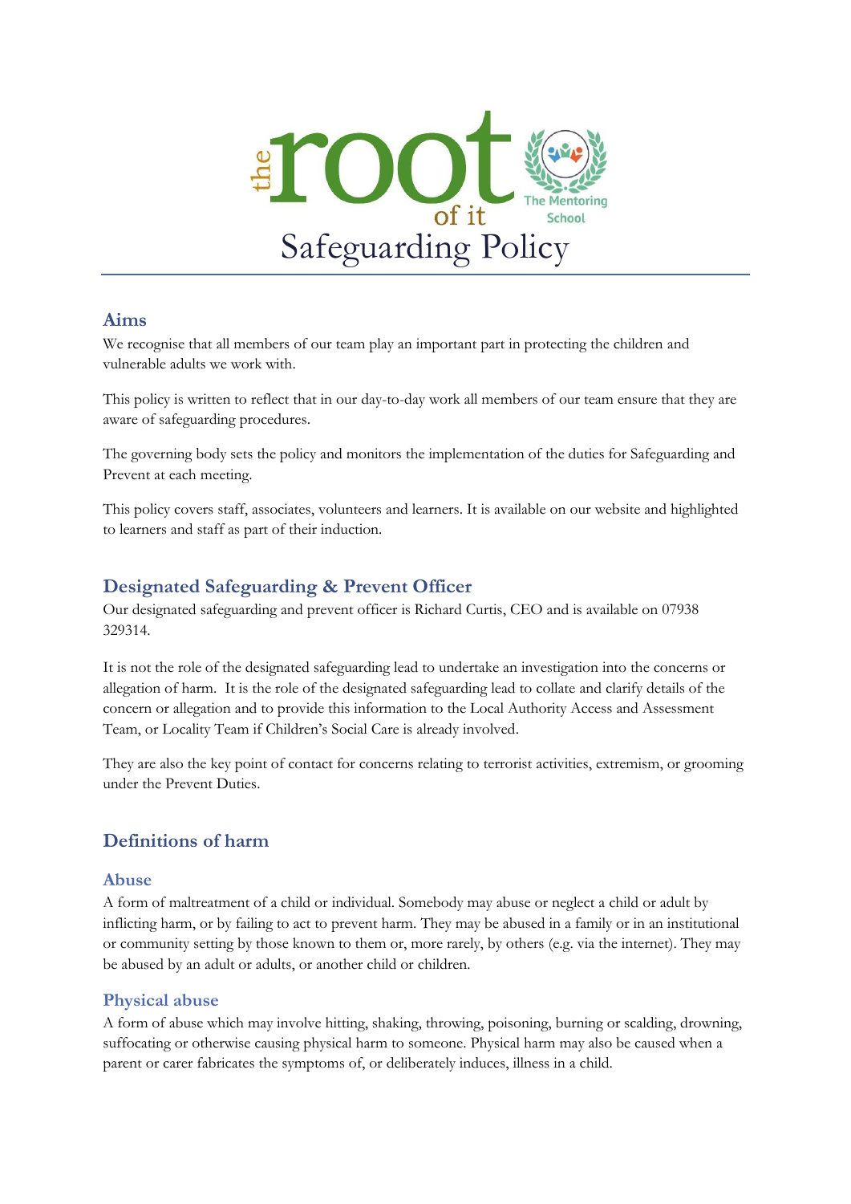# Safeguarding Policy

## Aims

We recognise that all members of our team play an important part in protecting the children and vulnerable adults we work with.

This policy is written to reflect that in our day-to-day work all members of our team ensure that they are aware of safeguarding procedures.

The governing body sets the policy and monitors the implementation of the duties for Safeguarding and Prevent at each meeting.

This policy covers staff, associates, volunteers and learners. It is available on our website and highlighted to learners and staff as part of their induction.

## Designated Safeguarding & Prevent Officer

Our designated safeguarding and prevent officer is Richard Curtis, CEO and is available on 07938 329314.

It is not the role of the designated safeguarding lead to undertake an investigation into the concerns or allegation of harm. It is the role of the designated safeguarding lead to collate and clarify details of the concern or allegation and to provide this information to the Local Authority Access and Assessment Team, or Locality Team if Children's Social Care is already involved.

They are also the key point of contact for concerns relating to terrorist activities, extremism, or grooming under the Prevent Duties.

## Definitions of harm

### Abuse

A form of maltreatment of a child or individual. Somebody may abuse or neglect a child or adult by inflicting harm, or by failing to act to prevent harm. They may be abused in a family or in an institutional or community setting by those known to them or, more rarely, by others (e.g. via the internet). They may be abused by an adult or adults, or another child or children.

### Physical abuse

A form of abuse which may involve hitting, shaking, throwing, poisoning, burning or scalding, drowning, suffocating or otherwise causing physical harm to someone. Physical harm may also be caused when a parent or carer fabricates the symptoms of, or deliberately induces, illness in a child.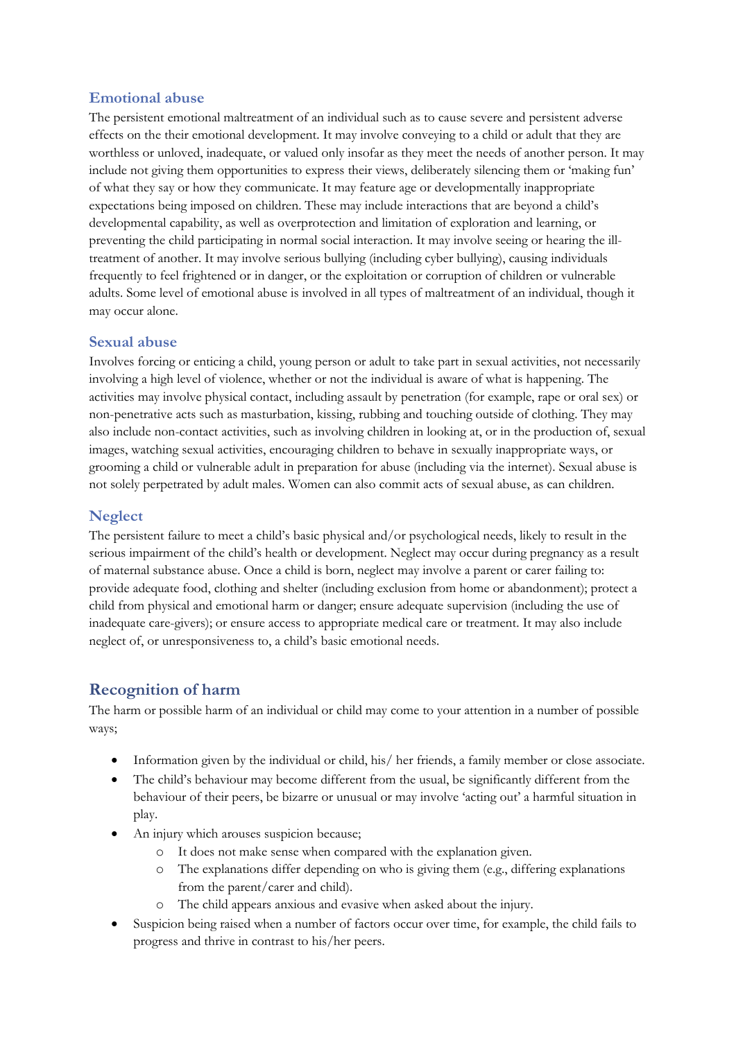### Emotional abuse

The persistent emotional maltreatment of an individual such as to cause severe and persistent adverse effects on the their emotional development. It may involve conveying to a child or adult that they are worthless or unloved, inadequate, or valued only insofar as they meet the needs of another person. It may include not giving them opportunities to express their views, deliberately silencing them or 'making fun' of what they say or how they communicate. It may feature age or developmentally inappropriate expectations being imposed on children. These may include interactions that are beyond a child's developmental capability, as well as overprotection and limitation of exploration and learning, or preventing the child participating in normal social interaction. It may involve seeing or hearing the ill-treatment of another. It may involve serious bullying (including cyber bullying), causing individuals frequently to feel frightened or in danger, or the exploitation or corruption of children or vulnerable adults. Some level of emotional abuse is involved in all types of maltreatment of an individual, though it may occur alone.

### Sexual abuse

Involves forcing or enticing a child, young person or adult to take part in sexual activities, not necessarily involving a high level of violence, whether or not the individual is aware of what is happening. The activities may involve physical contact, including assault by penetration (for example, rape or oral sex) or non-penetrative acts such as masturbation, kissing, rubbing and touching outside of clothing. They may also include non-contact activities, such as involving children in looking at, or in the production of, sexual images, watching sexual activities, encouraging children to behave in sexually inappropriate ways, or grooming a child or vulnerable adult in preparation for abuse (including via the internet). Sexual abuse is not solely perpetrated by adult males. Women can also commit acts of sexual abuse, as can children.

### Neglect

The persistent failure to meet a child's basic physical and/or psychological needs, likely to result in the serious impairment of the child's health or development. Neglect may occur during pregnancy as a result of maternal substance abuse. Once a child is born, neglect may involve a parent or carer failing to: provide adequate food, clothing and shelter (including exclusion from home or abandonment); protect a child from physical and emotional harm or danger; ensure adequate supervision (including the use of inadequate care-givers); or ensure access to appropriate medical care or treatment. It may also include neglect of, or unresponsiveness to, a child's basic emotional needs.

## Recognition of harm

The harm or possible harm of an individual or child may come to your attention in a number of possible ways;

- Information given by the individual or child, his/ her friends, a family member or close associate.
- The child's behaviour may become different from the usual, be significantly different from the behaviour of their peers, be bizarre or unusual or may involve 'acting out' a harmful situation in play.
- An injury which arouses suspicion because;
  - It does not make sense when compared with the explanation given.
  - The explanations differ depending on who is giving them (e.g., differing explanations from the parent/carer and child).
  - The child appears anxious and evasive when asked about the injury.
- Suspicion being raised when a number of factors occur over time, for example, the child fails to progress and thrive in contrast to his/her peers.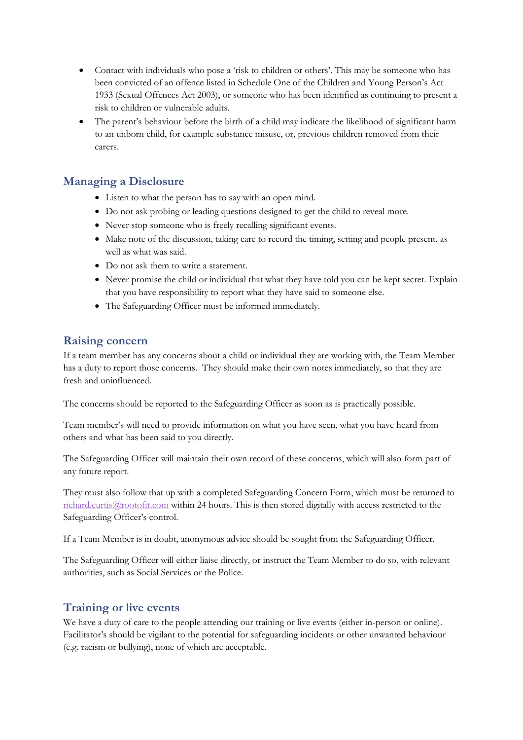- Contact with individuals who pose a 'risk to children or others'. This may be someone who has been convicted of an offence listed in Schedule One of the Children and Young Person's Act 1933 (Sexual Offences Act 2003), or someone who has been identified as continuing to present a risk to children or vulnerable adults.
- The parent's behaviour before the birth of a child may indicate the likelihood of significant harm to an unborn child, for example substance misuse, or, previous children removed from their carers.

## Managing a Disclosure

- Listen to what the person has to say with an open mind.
- Do not ask probing or leading questions designed to get the child to reveal more.
- Never stop someone who is freely recalling significant events.
- Make note of the discussion, taking care to record the timing, setting and people present, as well as what was said.
- Do not ask them to write a statement.
- Never promise the child or individual that what they have told you can be kept secret. Explain that you have responsibility to report what they have said to someone else.
- The Safeguarding Officer must be informed immediately.

## Raising concern

If a team member has any concerns about a child or individual they are working with, the Team Member has a duty to report those concerns. They should make their own notes immediately, so that they are fresh and uninfluenced.

The concerns should be reported to the Safeguarding Officer as soon as is practically possible.

Team member's will need to provide information on what you have seen, what you have heard from others and what has been said to you directly.

The Safeguarding Officer will maintain their own record of these concerns, which will also form part of any future report.

They must also follow that up with a completed Safeguarding Concern Form, which must be returned to richard.curtis@rootofit.com within 24 hours. This is then stored digitally with access restricted to the Safeguarding Officer's control.

If a Team Member is in doubt, anonymous advice should be sought from the Safeguarding Officer.

The Safeguarding Officer will either liaise directly, or instruct the Team Member to do so, with relevant authorities, such as Social Services or the Police.

## Training or live events

We have a duty of care to the people attending our training or live events (either in-person or online). Facilitator's should be vigilant to the potential for safeguarding incidents or other unwanted behaviour (e.g. racism or bullying), none of which are acceptable.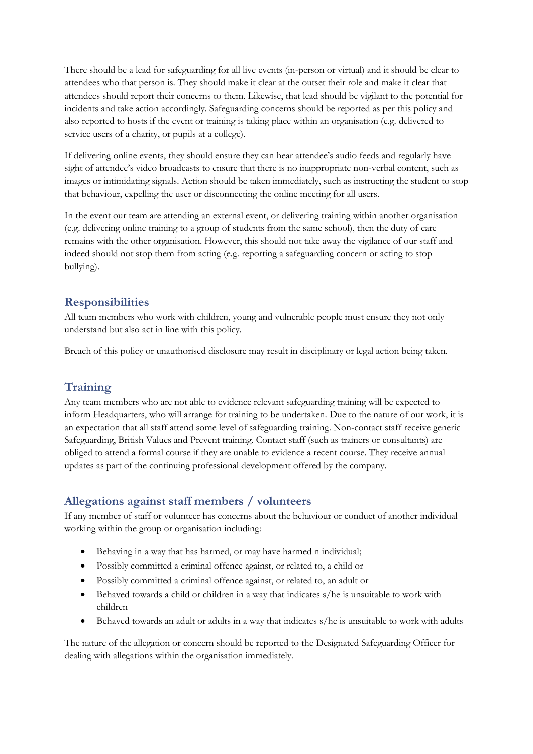There should be a lead for safeguarding for all live events (in-person or virtual) and it should be clear to attendees who that person is. They should make it clear at the outset their role and make it clear that attendees should report their concerns to them. Likewise, that lead should be vigilant to the potential for incidents and take action accordingly. Safeguarding concerns should be reported as per this policy and also reported to hosts if the event or training is taking place within an organisation (e.g. delivered to service users of a charity, or pupils at a college).

If delivering online events, they should ensure they can hear attendee's audio feeds and regularly have sight of attendee's video broadcasts to ensure that there is no inappropriate non-verbal content, such as images or intimidating signals. Action should be taken immediately, such as instructing the student to stop that behaviour, expelling the user or disconnecting the online meeting for all users.

In the event our team are attending an external event, or delivering training within another organisation (e.g. delivering online training to a group of students from the same school), then the duty of care remains with the other organisation. However, this should not take away the vigilance of our staff and indeed should not stop them from acting (e.g. reporting a safeguarding concern or acting to stop bullying).

## Responsibilities

All team members who work with children, young and vulnerable people must ensure they not only understand but also act in line with this policy.

Breach of this policy or unauthorised disclosure may result in disciplinary or legal action being taken.

## Training

Any team members who are not able to evidence relevant safeguarding training will be expected to inform Headquarters, who will arrange for training to be undertaken. Due to the nature of our work, it is an expectation that all staff attend some level of safeguarding training. Non-contact staff receive generic Safeguarding, British Values and Prevent training. Contact staff (such as trainers or consultants) are obliged to attend a formal course if they are unable to evidence a recent course. They receive annual updates as part of the continuing professional development offered by the company.

## Allegations against staff members / volunteers

If any member of staff or volunteer has concerns about the behaviour or conduct of another individual working within the group or organisation including:

- Behaving in a way that has harmed, or may have harmed n individual;
- Possibly committed a criminal offence against, or related to, a child or
- Possibly committed a criminal offence against, or related to, an adult or
- Behaved towards a child or children in a way that indicates s/he is unsuitable to work with children
- Behaved towards an adult or adults in a way that indicates s/he is unsuitable to work with adults

The nature of the allegation or concern should be reported to the Designated Safeguarding Officer for dealing with allegations within the organisation immediately.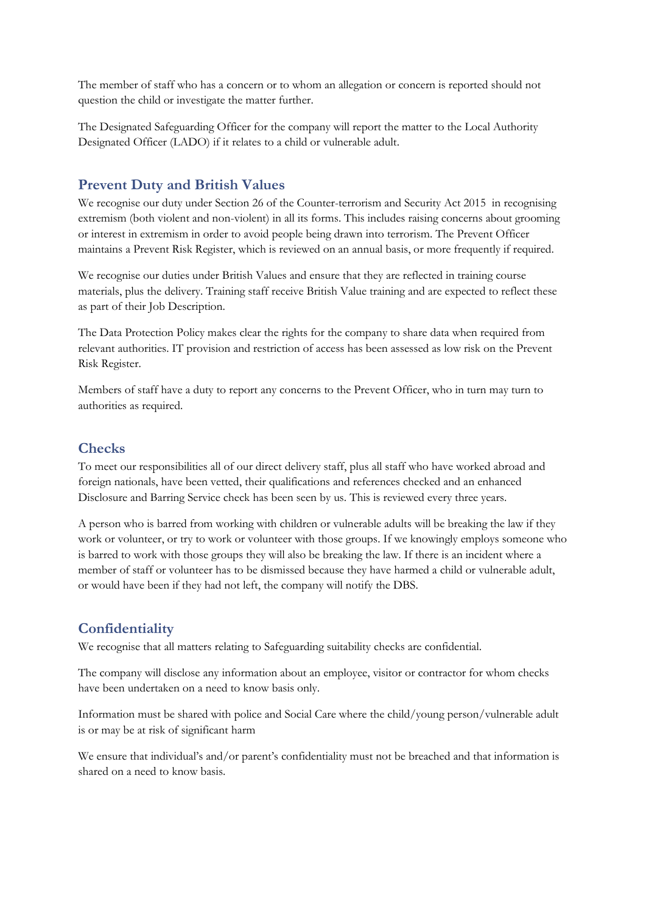The member of staff who has a concern or to whom an allegation or concern is reported should not question the child or investigate the matter further.

The Designated Safeguarding Officer for the company will report the matter to the Local Authority Designated Officer (LADO) if it relates to a child or vulnerable adult.

## Prevent Duty and British Values

We recognise our duty under Section 26 of the Counter-terrorism and Security Act 2015 in recognising extremism (both violent and non-violent) in all its forms. This includes raising concerns about grooming or interest in extremism in order to avoid people being drawn into terrorism. The Prevent Officer maintains a Prevent Risk Register, which is reviewed on an annual basis, or more frequently if required.

We recognise our duties under British Values and ensure that they are reflected in training course materials, plus the delivery. Training staff receive British Value training and are expected to reflect these as part of their Job Description.

The Data Protection Policy makes clear the rights for the company to share data when required from relevant authorities. IT provision and restriction of access has been assessed as low risk on the Prevent Risk Register.

Members of staff have a duty to report any concerns to the Prevent Officer, who in turn may turn to authorities as required.

## Checks

To meet our responsibilities all of our direct delivery staff, plus all staff who have worked abroad and foreign nationals, have been vetted, their qualifications and references checked and an enhanced Disclosure and Barring Service check has been seen by us. This is reviewed every three years.

A person who is barred from working with children or vulnerable adults will be breaking the law if they work or volunteer, or try to work or volunteer with those groups. If we knowingly employs someone who is barred to work with those groups they will also be breaking the law. If there is an incident where a member of staff or volunteer has to be dismissed because they have harmed a child or vulnerable adult, or would have been if they had not left, the company will notify the DBS.

## Confidentiality

We recognise that all matters relating to Safeguarding suitability checks are confidential.

The company will disclose any information about an employee, visitor or contractor for whom checks have been undertaken on a need to know basis only.

Information must be shared with police and Social Care where the child/young person/vulnerable adult is or may be at risk of significant harm

We ensure that individual's and/or parent's confidentiality must not be breached and that information is shared on a need to know basis.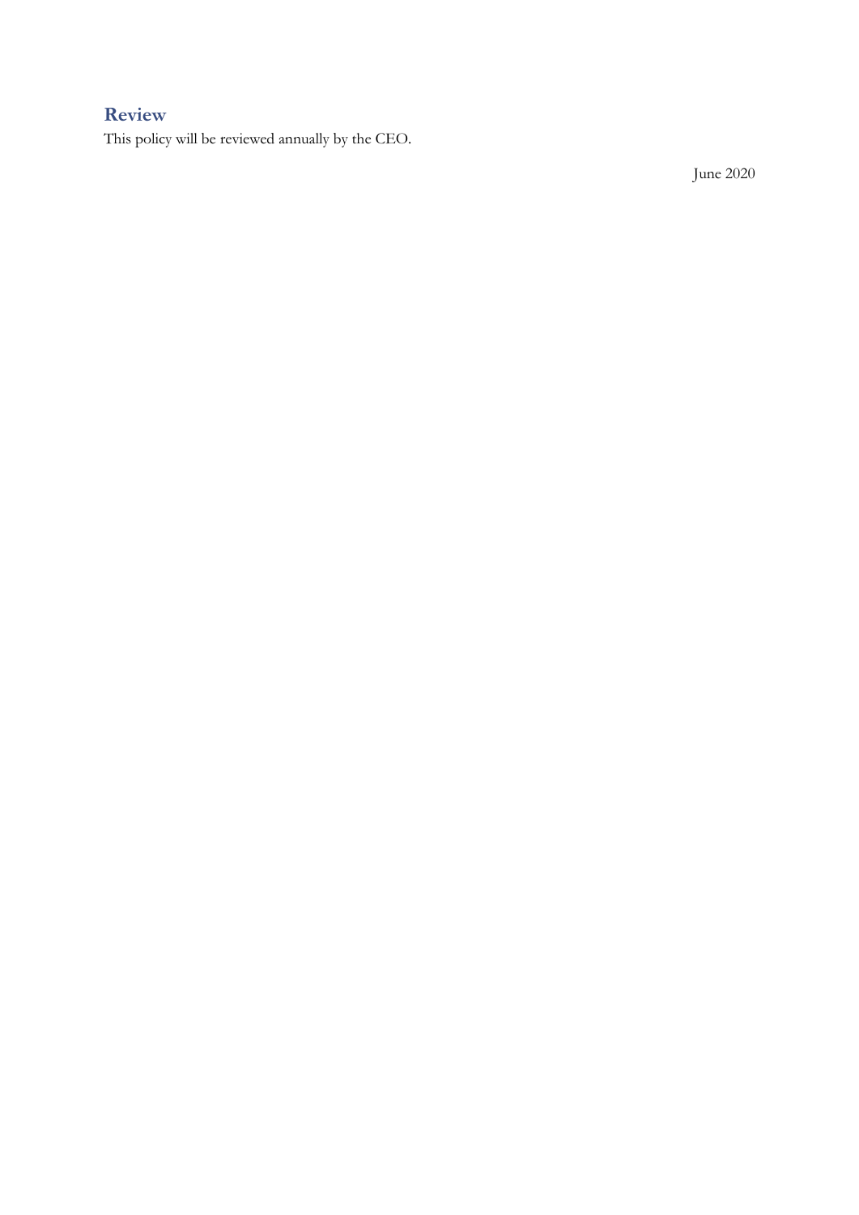## Review

This policy will be reviewed annually by the CEO.

June 2020